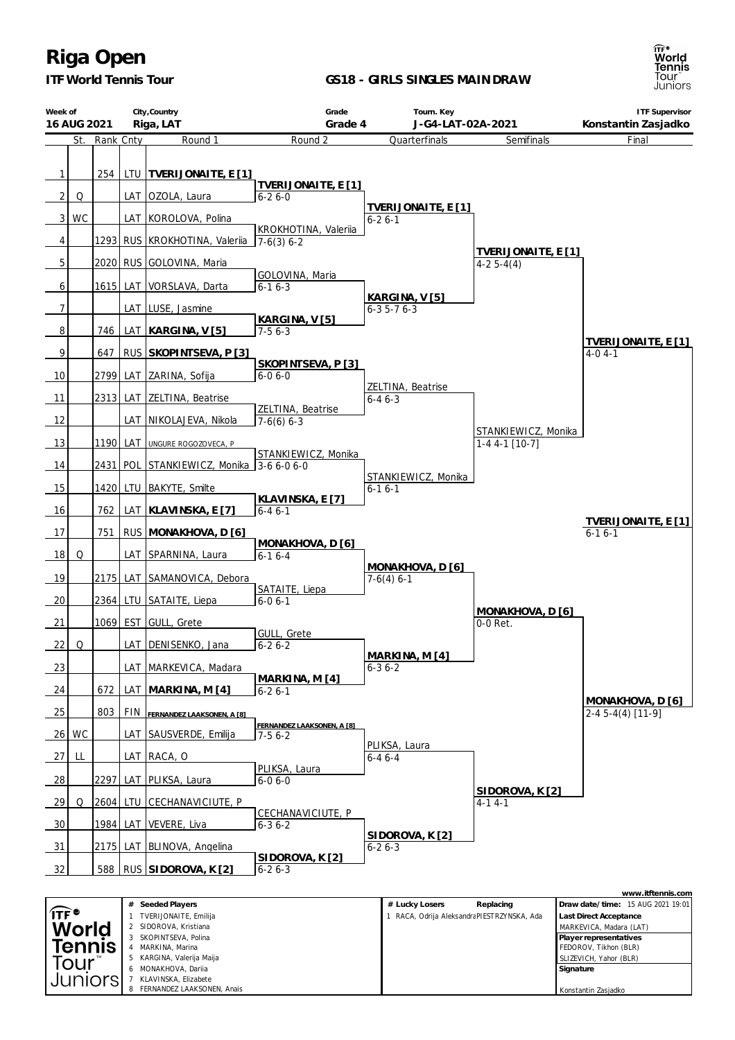# Riga Open

**ITF World Tennis Tour**

**GS18 - GIRLS SINGLES MAINDRAW**

| Week of | City,Country | Grade | Tourn. Key | ITF Supervisor |
|---|---|---|---|---|
| 16 AUG 2021 | Riga, LAT | Grade 4 | J-G4-LAT-02A-2021 | Konstantin Zasjadko |

| | St. | Rank | Cnty | Round 1 | Round 2 | Quarterfinals | Semifinals | Final |
|---|---|---|---|---|---|---|---|---|
| 1 | | 254 | LTU | **TVERIJONAITE, E [1]** | **TVERIJONAITE, E [1]** 6-2 6-0 | **TVERIJONAITE, E [1]** 6-2 6-1 | **TVERIJONAITE, E [1]** 4-2 5-4(4) | **TVERIJONAITE, E [1]** 4-0 4-1 |
| 2 | Q | | LAT | OZOLA, Laura | | | | |
| 3 | WC | | LAT | KOROLOVA, Polina | KROKHOTINA, Valeriia 7-6(3) 6-2 | | | |
| 4 | | 1293 | RUS | KROKHOTINA, Valeriia | | | | |
| 5 | | 2020 | RUS | GOLOVINA, Maria | GOLOVINA, Maria 6-1 6-3 | **KARGINA, V [5]** 6-3 5-7 6-3 | | |
| 6 | | 1615 | LAT | VORSLAVA, Darta | | | | |
| 7 | | | LAT | LUSE, Jasmine | **KARGINA, V [5]** 7-5 6-3 | | | |
| 8 | | 746 | LAT | **KARGINA, V [5]** | | | | |
| 9 | | 647 | RUS | **SKOPINTSEVA, P [3]** | **SKOPINTSEVA, P [3]** 6-0 6-0 | ZELTINA, Beatrise 6-4 6-3 | STANKIEWICZ, Monika 1-4 4-1 [10-7] | |
| 10 | | 2799 | LAT | ZARINA, Sofija | | | | |
| 11 | | 2313 | LAT | ZELTINA, Beatrise | ZELTINA, Beatrise 7-6(6) 6-3 | | | |
| 12 | | | LAT | NIKOLAJEVA, Nikola | | | | |
| 13 | | 1190 | LAT | UNGURE ROGOZOVECA, P | STANKIEWICZ, Monika 3-6 6-0 6-0 | STANKIEWICZ, Monika 6-1 6-1 | | |
| 14 | | 2431 | POL | STANKIEWICZ, Monika | | | | |
| 15 | | 1420 | LTU | BAKYTE, Smilte | **KLAVINSKA, E [7]** 6-4 6-1 | | | |
| 16 | | 762 | LAT | **KLAVINSKA, E [7]** | | | | **TVERIJONAITE, E [1]** 6-1 6-1 |
| 17 | | 751 | RUS | **MONAKHOVA, D [6]** | **MONAKHOVA, D [6]** 6-1 6-4 | **MONAKHOVA, D [6]** 7-6(4) 6-1 | **MONAKHOVA, D [6]** 0-0 Ret. | |
| 18 | Q | | LAT | SPARNINA, Laura | | | | |
| 19 | | 2175 | LAT | SAMANOVICA, Debora | SATAITE, Liepa 6-0 6-1 | | | |
| 20 | | 2364 | LTU | SATAITE, Liepa | | | | |
| 21 | | 1069 | EST | GULL, Grete | GULL, Grete 6-2 6-2 | **MARKINA, M [4]** 6-3 6-2 | | |
| 22 | Q | | LAT | DENISENKO, Jana | | | | |
| 23 | | | LAT | MARKEVICA, Madara | **MARKINA, M [4]** 6-2 6-1 | | | |
| 24 | | 672 | LAT | **MARKINA, M [4]** | | | | **MONAKHOVA, D [6]** 2-4 5-4(4) [11-9] |
| 25 | | 803 | FIN | **FERNANDEZ LAAKSONEN, A [8]** | **FERNANDEZ LAAKSONEN, A [8]** 7-5 6-2 | PLIKSA, Laura 6-4 6-4 | **SIDOROVA, K [2]** 4-1 4-1 | |
| 26 | WC | | LAT | SAUSVERDE, Emilija | | | | |
| 27 | LL | | LAT | RACA, O | PLIKSA, Laura 6-0 6-0 | | | |
| 28 | | 2297 | LAT | PLIKSA, Laura | | | | |
| 29 | Q | 2604 | LTU | CECHANAVICIUTE, P | CECHANAVICIUTE, P 6-3 6-2 | **SIDOROVA, K [2]** 6-2 6-3 | | |
| 30 | | 1984 | LAT | VEVERE, Liva | | | | |
| 31 | | 2175 | LAT | BLINOVA, Angelina | **SIDOROVA, K [2]** 6-2 6-3 | | | |
| 32 | | 588 | RUS | **SIDOROVA, K [2]** | | | | |

| # | Seeded Players |
|---|---|
| 1 | TVERIJONAITE, Emilija |
| 2 | SIDOROVA, Kristiana |
| 3 | SKOPINTSEVA, Polina |
| 4 | MARKINA, Marina |
| 5 | KARGINA, Valerija Maija |
| 6 | MONAKHOVA, Dariia |
| 7 | KLAVINSKA, Elizabete |
| 8 | FERNANDEZ LAAKSONEN, Anais |

| # | Lucky Losers | Replacing |
|---|---|---|
| 1 | RACA, Odrija Aleksandra | PIESTRZYNSKA, Ada |

www.itftennis.com

**Draw date/time:** 15 AUG 2021 19:01

**Last Direct Acceptance**
MARKEVICA, Madara (LAT)

**Player representatives**
FEDOROV, Tikhon (BLR)
SLIZEVICH, Yahor (BLR)

**Signature**

Konstantin Zasjadko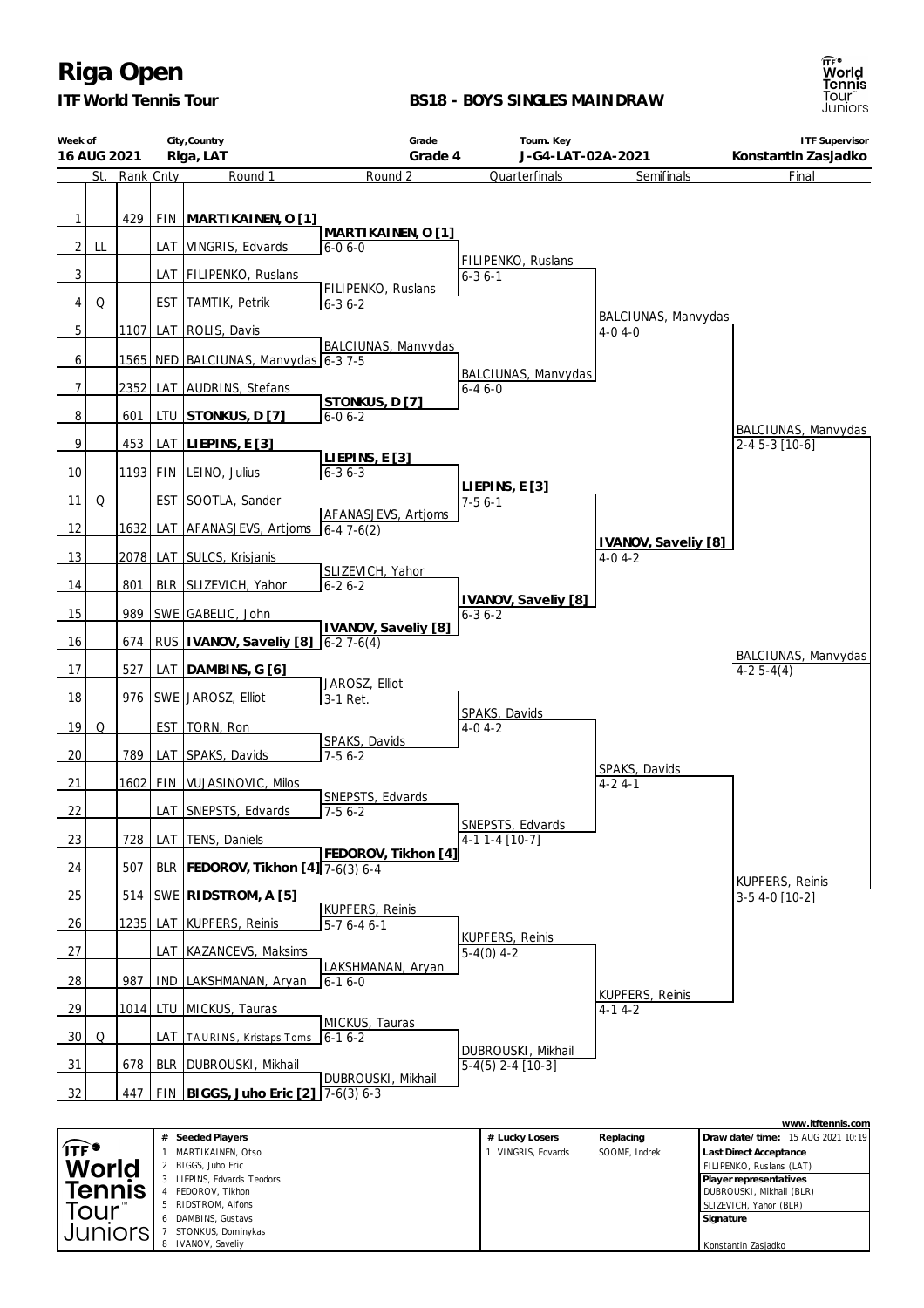# Riga Open

**ITF World Tennis Tour**

**BS18 - BOYS SINGLES MAIN DRAW**

| Week of | City,Country | Grade | Tourn. Key | ITF Supervisor |
|---|---|---|---|---|
| 16 AUG 2021 | Riga, LAT | Grade 4 | J-G4-LAT-02A-2021 | Konstantin Zasjadko |

| # | St. | Rank | Cnty | Round 1 | Round 2 | Quarterfinals | Semifinals | Final |
|---|---|---|---|---|---|---|---|---|
| 1 | | 429 | FIN | **MARTIKAINEN, O [1]** | | | | |
| | | | | | **MARTIKAINEN, O [1]** 6-0 6-0 | | | |
| 2 | LL | | LAT | VINGRIS, Edvards | | | | |
| | | | | | | FILIPENKO, Ruslans 6-3 6-1 | | |
| 3 | | | LAT | FILIPENKO, Ruslans | | | | |
| | | | | | FILIPENKO, Ruslans 6-3 6-2 | | | |
| 4 | Q | | EST | TAMTIK, Petrik | | | | |
| | | | | | | | BALCIUNAS, Manvydas 4-0 4-0 | |
| 5 | | 1107 | LAT | ROLIS, Davis | | | | |
| | | | | | BALCIUNAS, Manvydas 6-3 7-5 | | | |
| 6 | | 1565 | NED | BALCIUNAS, Manvydas | | | | |
| | | | | | | BALCIUNAS, Manvydas 6-4 6-0 | | |
| 7 | | 2352 | LAT | AUDRINS, Stefans | | | | |
| | | | | | **STONKUS, D [7]** 6-0 6-2 | | | |
| 8 | | 601 | LTU | **STONKUS, D [7]** | | | | |
| | | | | | | | | BALCIUNAS, Manvydas 2-4 5-3 [10-6] |
| 9 | | 453 | LAT | **LIEPINS, E [3]** | | | | |
| | | | | | **LIEPINS, E [3]** 6-3 6-3 | | | |
| 10 | | 1193 | FIN | LEINO, Julius | | | | |
| | | | | | | **LIEPINS, E [3]** 7-5 6-1 | | |
| 11 | Q | | EST | SOOTLA, Sander | | | | |
| | | | | | AFANASJEVS, Artjoms 6-4 7-6(2) | | | |
| 12 | | 1632 | LAT | AFANASJEVS, Artjoms | | | | |
| | | | | | | | **IVANOV, Saveliy [8]** 4-0 4-2 | |
| 13 | | 2078 | LAT | SULCS, Krisjanis | | | | |
| | | | | | SLIZEVICH, Yahor 6-2 6-2 | | | |
| 14 | | 801 | BLR | SLIZEVICH, Yahor | | | | |
| | | | | | | **IVANOV, Saveliy [8]** 6-3 6-2 | | |
| 15 | | 989 | SWE | GABELIC, John | | | | |
| | | | | | **IVANOV, Saveliy [8]** 6-2 7-6(4) | | | |
| 16 | | 674 | RUS | **IVANOV, Saveliy [8]** | | | | |
| | | | | | | | | BALCIUNAS, Manvydas 4-2 5-4(4) |
| 17 | | 527 | LAT | **DAMBINS, G [6]** | | | | |
| | | | | | JAROSZ, Elliot 3-1 Ret. | | | |
| 18 | | 976 | SWE | JAROSZ, Elliot | | | | |
| | | | | | | SPAKS, Davids 4-0 4-2 | | |
| 19 | Q | | EST | TORN, Ron | | | | |
| | | | | | SPAKS, Davids 7-5 6-2 | | | |
| 20 | | 789 | LAT | SPAKS, Davids | | | | |
| | | | | | | | SPAKS, Davids 4-2 4-1 | |
| 21 | | 1602 | FIN | VUJASINOVIC, Milos | | | | |
| | | | | | SNEPSTS, Edvards 7-5 6-2 | | | |
| 22 | | | LAT | SNEPSTS, Edvards | | | | |
| | | | | | | SNEPSTS, Edvards 4-1 1-4 [10-7] | | |
| 23 | | 728 | LAT | TENS, Daniels | | | | |
| | | | | | **FEDOROV, Tikhon [4]** 7-6(3) 6-4 | | | |
| 24 | | 507 | BLR | **FEDOROV, Tikhon [4]** | | | | |
| | | | | | | | | KUPFERS, Reinis 3-5 4-0 [10-2] |
| 25 | | 514 | SWE | **RIDSTROM, A [5]** | | | | |
| | | | | | KUPFERS, Reinis 5-7 6-4 6-1 | | | |
| 26 | | 1235 | LAT | KUPFERS, Reinis | | | | |
| | | | | | | KUPFERS, Reinis 5-4(0) 4-2 | | |
| 27 | | | LAT | KAZANCEVS, Maksims | | | | |
| | | | | | LAKSHMANAN, Aryan 6-1 6-0 | | | |
| 28 | | 987 | IND | LAKSHMANAN, Aryan | | | | |
| | | | | | | | KUPFERS, Reinis 4-1 4-2 | |
| 29 | | 1014 | LTU | MICKUS, Tauras | | | | |
| | | | | | MICKUS, Tauras 6-1 6-2 | | | |
| 30 | Q | | LAT | TAURINS, Kristaps Toms | | | | |
| | | | | | | DUBROUSKI, Mikhail 5-4(5) 2-4 [10-3] | | |
| 31 | | 678 | BLR | DUBROUSKI, Mikhail | | | | |
| | | | | | DUBROUSKI, Mikhail 7-6(3) 6-3 | | | |
| 32 | | 447 | FIN | **BIGGS, Juho Eric [2]** | | | | |

| # | Seeded Players | # | Lucky Losers | Replacing |
|---|---|---|---|---|
| 1 | MARTIKAINEN, Otso | 1 | VINGRIS, Edvards | SOOME, Indrek |
| 2 | BIGGS, Juho Eric | | | |
| 3 | LIEPINS, Edvards Teodors | | | |
| 4 | FEDOROV, Tikhon | | | |
| 5 | RIDSTROM, Alfons | | | |
| 6 | DAMBINS, Gustavs | | | |
| 7 | STONKUS, Dominykas | | | |
| 8 | IVANOV, Saveliy | | | |

www.itftennis.com

**Draw date/time:** 15 AUG 2021 10:19

**Last Direct Acceptance**
FILIPENKO, Ruslans (LAT)

**Player representatives**
DUBROUSKI, Mikhail (BLR)
SLIZEVICH, Yahor (BLR)

**Signature**

Konstantin Zasjadko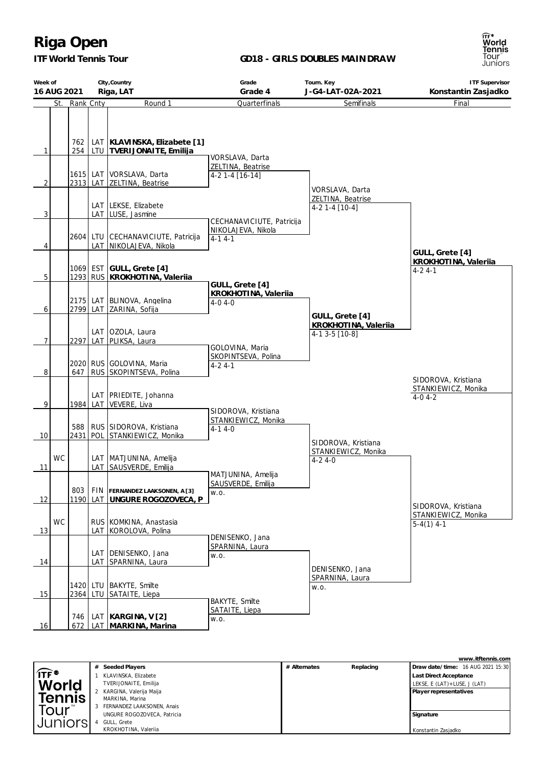# Riga Open

**ITF World Tennis Tour**

**GD18 - GIRLS DOUBLES MAIN DRAW**

| Week of | City,Country | Grade | Tourn. Key | ITF Supervisor |
|---|---|---|---|---|
| **16 AUG 2021** | **Riga, LAT** | **Grade 4** | **J-G4-LAT-02A-2021** | **Konstantin Zasjadko** |

| | St. | Rank | Cnty | Round 1 | Quarterfinals | Semifinals | Final |
|---|---|---|---|---|---|---|---|
| 1 | | 762 / 254 | LAT / LTU | **KLAVINSKA, Elizabete [1]** / **TVERIJONAITE, Emilija** | | | |
| 2 | | 1615 / 2313 | LAT / LAT | VORSLAVA, Darta / ZELTINA, Beatrise | VORSLAVA, Darta / ZELTINA, Beatrise 4-2 1-4 [16-14] | | |
| 3 | | | LAT / LAT | LEKSE, Elizabete / LUSE, Jasmine | | VORSLAVA, Darta / ZELTINA, Beatrise 4-2 1-4 [10-4] | |
| 4 | | 2604 | LTU / LAT | CECHANAVICIUTE, Patricija / NIKOLAJEVA, Nikola | CECHANAVICIUTE, Patricija / NIKOLAJEVA, Nikola 4-1 4-1 | | |
| 5 | | 1069 / 1293 | EST / RUS | **GULL, Grete [4]** / **KROKHOTINA, Valeriia** | | | **GULL, Grete [4]** / **KROKHOTINA, Valeriia** 4-2 4-1 |
| 6 | | 2175 / 2799 | LAT / LAT | BLINOVA, Angelina / ZARINA, Sofija | **GULL, Grete [4]** / **KROKHOTINA, Valeriia** 4-0 4-0 | | |
| 7 | | 2297 | LAT / LAT | OZOLA, Laura / PLIKSA, Laura | | **GULL, Grete [4]** / **KROKHOTINA, Valeriia** 4-1 3-5 [10-8] | |
| 8 | | 2020 / 647 | RUS / RUS | GOLOVINA, Maria / SKOPINTSEVA, Polina | GOLOVINA, Maria / SKOPINTSEVA, Polina 4-2 4-1 | | |
| 9 | | 1984 | LAT / LAT | PRIEDITE, Johanna / VEVERE, Liva | | | SIDOROVA, Kristiana / STANKIEWICZ, Monika 4-0 4-2 |
| 10 | | 588 / 2431 | RUS / POL | SIDOROVA, Kristiana / STANKIEWICZ, Monika | SIDOROVA, Kristiana / STANKIEWICZ, Monika 4-1 4-0 | | |
| 11 | WC | | LAT / LAT | MATJUNINA, Amelija / SAUSVERDE, Emilija | | SIDOROVA, Kristiana / STANKIEWICZ, Monika 4-2 4-0 | |
| 12 | | 803 / 1190 | FIN / LAT | **FERNANDEZ LAAKSONEN, A [3]** / **UNGURE ROGOZOVECA, P** | MATJUNINA, Amelija / SAUSVERDE, Emilija w.o. | | |
| 13 | WC | | RUS / LAT | KOMKINA, Anastasia / KOROLOVA, Polina | | | **Winner:** SIDOROVA, Kristiana / STANKIEWICZ, Monika 5-4(1) 4-1 |
| 14 | | | LAT / LAT | DENISENKO, Jana / SPARNINA, Laura | DENISENKO, Jana / SPARNINA, Laura w.o. | | |
| 15 | | 1420 / 2364 | LTU / LTU | BAKYTE, Smilte / SATAITE, Liepa | | DENISENKO, Jana / SPARNINA, Laura w.o. | |
| 16 | | 746 / 672 | LAT / LAT | **KARGINA, V [2]** / **MARKINA, Marina** | BAKYTE, Smilte / SATAITE, Liepa w.o. | | |

www.itftennis.com

| # | Seeded Players | # Alternates | Replacing | |
|---|---|---|---|---|
| 1 | KLAVINSKA, Elizabete / TVERIJONAITE, Emilija | | | **Draw date/time:** 16 AUG 2021 15:30 |
| 2 | KARGINA, Valerija Maija / MARKINA, Marina | | | **Last Direct Acceptance**: LEKSE, E (LAT)+LUSE, J (LAT) |
| 3 | FERNANDEZ LAAKSONEN, Anais / UNGURE ROGOZOVECA, Patricia | | | **Player representatives** |
| 4 | GULL, Grete / KROKHOTINA, Valeriia | | | **Signature**: Konstantin Zasjadko |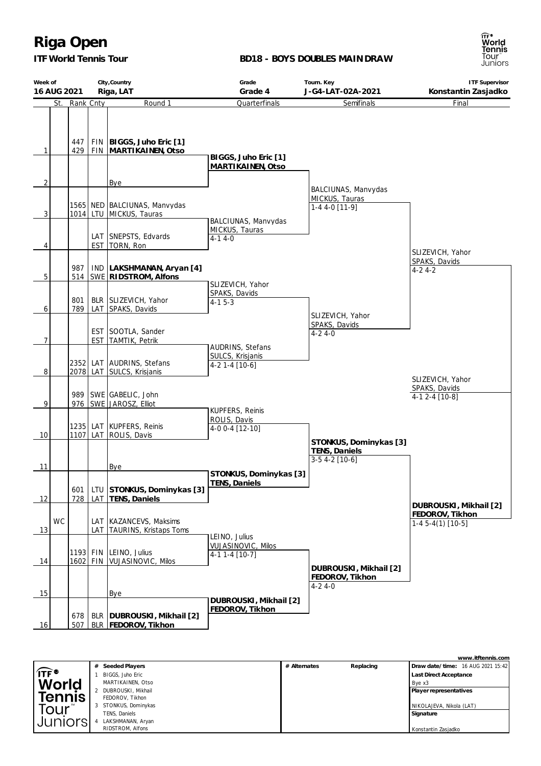# Riga Open

**ITF World Tennis Tour**

**BD18 - BOYS DOUBLES MAIN DRAW**

| Week of | City, Country | Grade | Tourn. Key | ITF Supervisor |
|---|---|---|---|---|
| 16 AUG 2021 | Riga, LAT | Grade 4 | J-G4-LAT-02A-2021 | Konstantin Zasjadko |

| | St. | Rank | Cnty | Round 1 | Quarterfinals | Semifinals | Final |
|---|---|---|---|---|---|---|---|
| 1 | | 447 / 429 | FIN / FIN | **BIGGS, Juho Eric [1]** / **MARTIKAINEN, Otso** | | | |
| | | | | | **BIGGS, Juho Eric [1]** / **MARTIKAINEN, Otso** | | |
| 2 | | | | Bye | | | |
| | | | | | | BALCIUNAS, Manvydas / MICKUS, Tauras 1-4 4-0 [11-9] | |
| 3 | | 1565 / 1014 | NED / LTU | BALCIUNAS, Manvydas / MICKUS, Tauras | | | |
| | | | | | BALCIUNAS, Manvydas / MICKUS, Tauras 4-1 4-0 | | |
| 4 | | | LAT / EST | SNEPSTS, Edvards / TORN, Ron | | | |
| | | | | | | | SLIZEVICH, Yahor / SPAKS, Davids 4-2 4-2 |
| 5 | | 987 / 514 | IND / SWE | **LAKSHMANAN, Aryan [4]** / **RIDSTROM, Alfons** | | | |
| | | | | | SLIZEVICH, Yahor / SPAKS, Davids 4-1 5-3 | | |
| 6 | | 801 / 789 | BLR / LAT | SLIZEVICH, Yahor / SPAKS, Davids | | | |
| | | | | | | SLIZEVICH, Yahor / SPAKS, Davids 4-2 4-0 | |
| 7 | | | EST / EST | SOOTLA, Sander / TAMTIK, Petrik | | | |
| | | | | | AUDRINS, Stefans / SULCS, Krisjanis 4-2 1-4 [10-6] | | |
| 8 | | 2352 / 2078 | LAT / LAT | AUDRINS, Stefans / SULCS, Krisjanis | | | |
| | | | | | | | SLIZEVICH, Yahor / SPAKS, Davids 4-1 2-4 [10-8] |
| 9 | | 989 / 976 | SWE / SWE | GABELIC, John / JAROSZ, Elliot | | | |
| | | | | | KUPFERS, Reinis / ROLIS, Davis 4-0 0-4 [12-10] | | |
| 10 | | 1235 / 1107 | LAT / LAT | KUPFERS, Reinis / ROLIS, Davis | | | |
| | | | | | | **STONKUS, Dominykas [3]** / **TENS, Daniels** 3-5 4-2 [10-6] | |
| 11 | | | | Bye | | | |
| | | | | | **STONKUS, Dominykas [3]** / **TENS, Daniels** | | |
| 12 | | 601 / 728 | LTU / LAT | **STONKUS, Dominykas [3]** / **TENS, Daniels** | | | |
| | | | | | | | **DUBROUSKI, Mikhail [2]** / **FEDOROV, Tikhon** 1-4 5-4(1) [10-5] |
| 13 | WC | | LAT / LAT | KAZANCEVS, Maksims / TAURINS, Kristaps Toms | | | |
| | | | | | LEINO, Julius / VUJASINOVIC, Milos 4-1 1-4 [10-7] | | |
| 14 | | 1193 / 1602 | FIN / FIN | LEINO, Julius / VUJASINOVIC, Milos | | | |
| | | | | | | **DUBROUSKI, Mikhail [2]** / **FEDOROV, Tikhon** 4-2 4-0 | |
| 15 | | | | Bye | | | |
| | | | | | **DUBROUSKI, Mikhail [2]** / **FEDOROV, Tikhon** | | |
| 16 | | 678 / 507 | BLR / BLR | **DUBROUSKI, Mikhail [2]** / **FEDOROV, Tikhon** | | | |

www.itftennis.com

| # | Seeded Players | # Alternates | Replacing | |
|---|---|---|---|---|
| 1 | BIGGS, Juho Eric / MARTIKAINEN, Otso | | | **Draw date/time:** 16 AUG 2021 15:42 |
| 2 | DUBROUSKI, Mikhail / FEDOROV, Tikhon | | | **Last Direct Acceptance:** Bye x3 |
| 3 | STONKUS, Dominykas / TENS, Daniels | | | **Player representatives:** NIKOLAJEVA, Nikola (LAT) |
| 4 | LAKSHMANAN, Aryan / RIDSTROM, Alfons | | | **Signature:** Konstantin Zasjadko |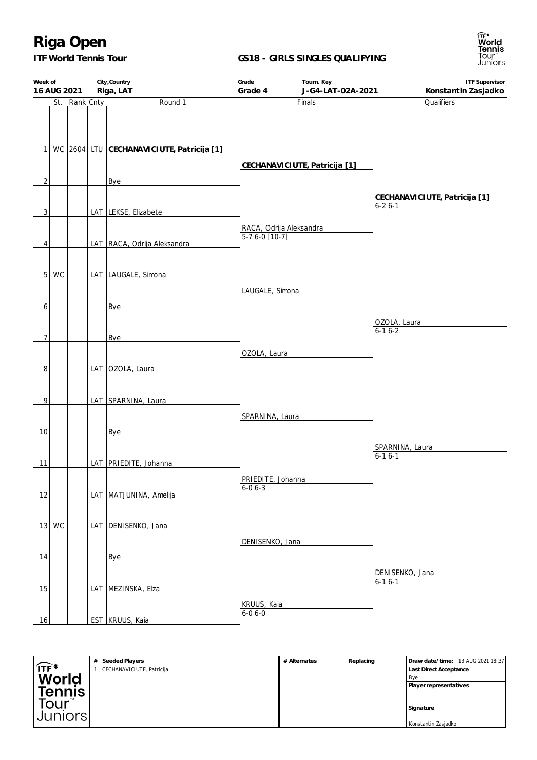# Riga Open

**ITF World Tennis Tour**

**GS18 - GIRLS SINGLES QUALIFYING**

| Week of | City,Country | Grade | Tourn. Key | ITF Supervisor |
|---|---|---|---|---|
| 16 AUG 2021 | Riga, LAT | Grade 4 | J-G4-LAT-02A-2021 | Konstantin Zasjadko |

| # | St. | Rank | Cnty | Round 1 | Finals | Qualifiers |
|---|---|---|---|---|---|---|
| 1 | WC | 2604 | LTU | **CECHANAVICIUTE, Patricija [1]** | **CECHANAVICIUTE, Patricija [1]** | **CECHANAVICIUTE, Patricija [1]** 6-2 6-1 |
| 2 | | | | Bye | | |
| 3 | | | LAT | LEKSE, Elizabete | RACA, Odrija Aleksandra 5-7 6-0 [10-7] | |
| 4 | | | LAT | RACA, Odrija Aleksandra | | |
| 5 | WC | | LAT | LAUGALE, Simona | LAUGALE, Simona | OZOLA, Laura 6-1 6-2 |
| 6 | | | | Bye | | |
| 7 | | | | Bye | OZOLA, Laura | |
| 8 | | | LAT | OZOLA, Laura | | |
| 9 | | | LAT | SPARNINA, Laura | SPARNINA, Laura | SPARNINA, Laura 6-1 6-1 |
| 10 | | | | Bye | | |
| 11 | | | LAT | PRIEDITE, Johanna | PRIEDITE, Johanna 6-0 6-3 | |
| 12 | | | LAT | MATJUNINA, Amelija | | |
| 13 | WC | | LAT | DENISENKO, Jana | DENISENKO, Jana | DENISENKO, Jana 6-1 6-1 |
| 14 | | | | Bye | | |
| 15 | | | LAT | MEZINSKA, Elza | KRUUS, Kaia 6-0 6-0 | |
| 16 | | | EST | KRUUS, Kaia | | |

| # Seeded Players | # Alternates | Replacing | Draw date/time: 13 AUG 2021 18:37 |
|---|---|---|---|
| 1 CECHANAVICIUTE, Patricija | | | **Last Direct Acceptance** Bye |
| | | | **Player representatives** |
| | | | **Signature** Konstantin Zasjadko |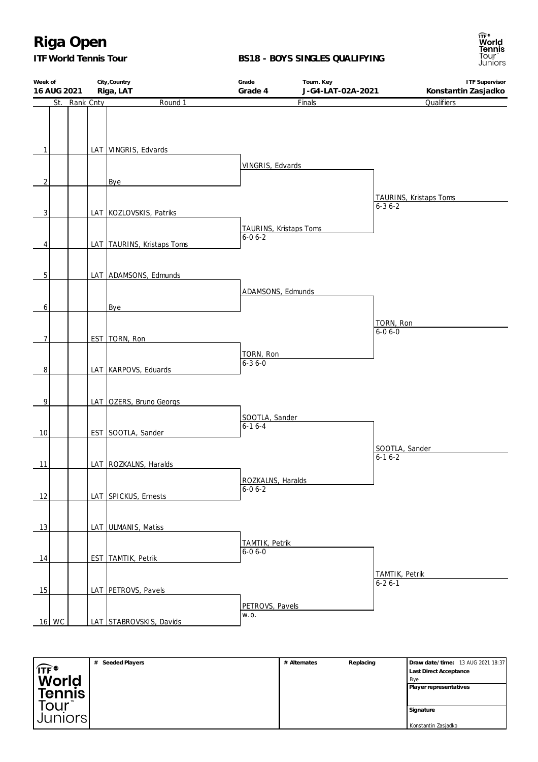# Riga Open

**ITF World Tennis Tour**

**BS18 - BOYS SINGLES QUALIFYING**

| Week of | City,Country | Grade | Tourn. Key | ITF Supervisor |
|---|---|---|---|---|
| **16 AUG 2021** | **Riga, LAT** | **Grade 4** | **J-G4-LAT-02A-2021** | **Konstantin Zasjadko** |

| | St. | Rank | Cnty | Round 1 | Finals | Qualifiers |
|---|---|---|---|---|---|---|
| 1 | | | LAT | VINGRIS, Edvards | | |
| | | | | | VINGRIS, Edvards | |
| 2 | | | | Bye | | |
| | | | | | | TAURINS, Kristaps Toms 6-3 6-2 |
| 3 | | | LAT | KOZLOVSKIS, Patriks | | |
| | | | | | TAURINS, Kristaps Toms 6-0 6-2 | |
| 4 | | | LAT | TAURINS, Kristaps Toms | | |
| 5 | | | LAT | ADAMSONS, Edmunds | | |
| | | | | | ADAMSONS, Edmunds | |
| 6 | | | | Bye | | |
| | | | | | | TORN, Ron 6-0 6-0 |
| 7 | | | EST | TORN, Ron | | |
| | | | | | TORN, Ron 6-3 6-0 | |
| 8 | | | LAT | KARPOVS, Eduards | | |
| 9 | | | LAT | OZERS, Bruno Georgs | | |
| | | | | | SOOTLA, Sander 6-1 6-4 | |
| 10 | | | EST | SOOTLA, Sander | | |
| | | | | | | SOOTLA, Sander 6-1 6-2 |
| 11 | | | LAT | ROZKALNS, Haralds | | |
| | | | | | ROZKALNS, Haralds 6-0 6-2 | |
| 12 | | | LAT | SPICKUS, Ernests | | |
| 13 | | | LAT | ULMANIS, Matiss | | |
| | | | | | TAMTIK, Petrik 6-0 6-0 | |
| 14 | | | EST | TAMTIK, Petrik | | |
| | | | | | | TAMTIK, Petrik 6-2 6-1 |
| 15 | | | LAT | PETROVS, Pavels | | |
| | | | | | PETROVS, Pavels w.o. | |
| 16 | WC | | LAT | STABROVSKIS, Davids | | |

| # Seeded Players | # Alternates | Replacing | Draw date/time: 13 AUG 2021 18:37 |
|---|---|---|---|
| | | | **Last Direct Acceptance** Bye |
| | | | **Player representatives** |
| | | | **Signature** Konstantin Zasjadko |